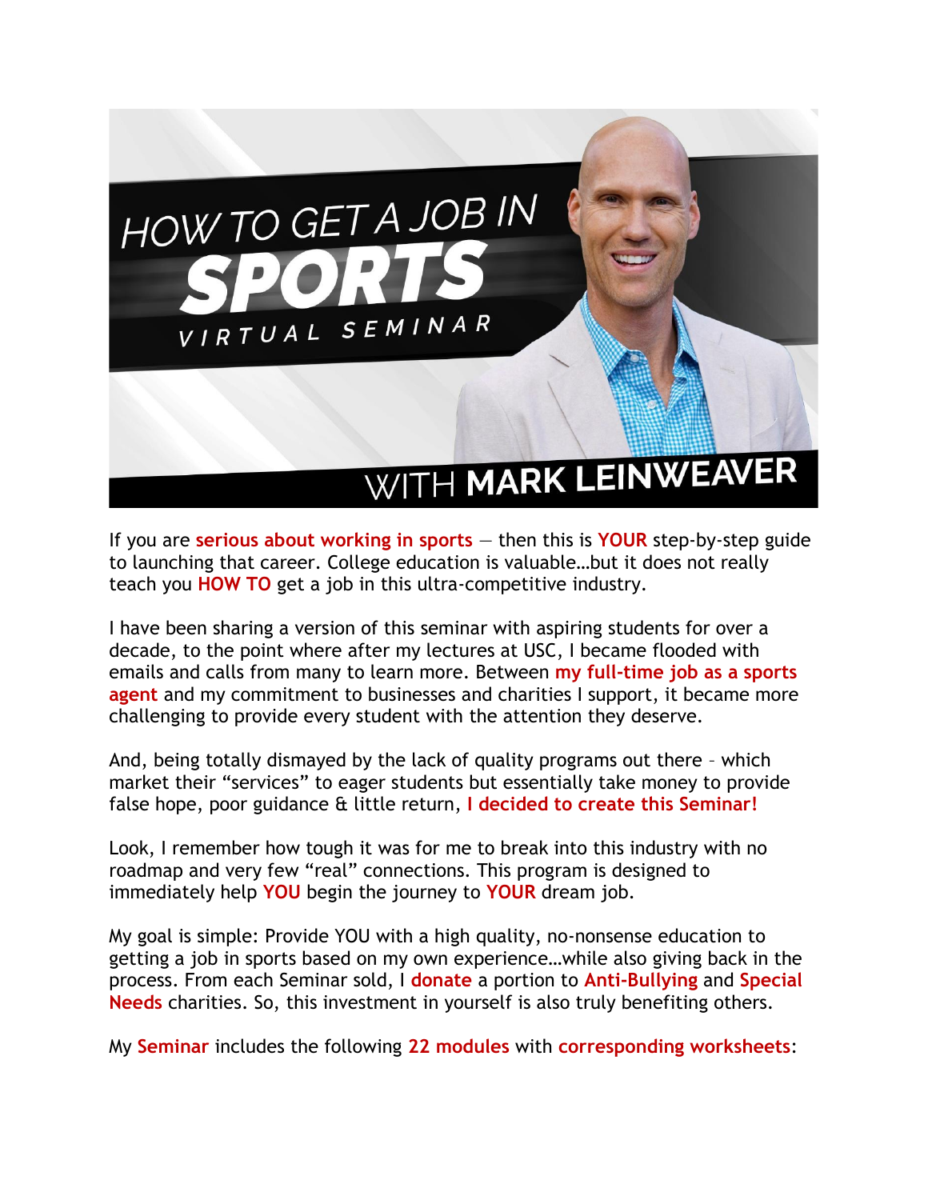# HOW TO GET A JOB IN SPORTS

## VIRTUAL SEMINAR

## WITH MARK LEINWEAVER

If you are **serious about working in sports** — then this is **YOUR** step-by-step guide to launching that career. College education is valuable…but it does not really teach you **HOW TO** get a job in this ultra-competitive industry.

I have been sharing a version of this seminar with aspiring students for over a decade, to the point where after my lectures at USC, I became flooded with emails and calls from many to learn more. Between **my full-time job as a sports agent** and my commitment to businesses and charities I support, it became more challenging to provide every student with the attention they deserve.

And, being totally dismayed by the lack of quality programs out there – which market their "services" to eager students but essentially take money to provide false hope, poor guidance & little return, **I decided to create this Seminar!**

Look, I remember how tough it was for me to break into this industry with no roadmap and very few "real" connections. This program is designed to immediately help **YOU** begin the journey to **YOUR** dream job.

My goal is simple: Provide YOU with a high quality, no-nonsense education to getting a job in sports based on my own experience…while also giving back in the process. From each Seminar sold, I **donate** a portion to **Anti-Bullying** and **Special Needs** charities. So, this investment in yourself is also truly benefiting others.

My **Seminar** includes the following **22 modules** with **corresponding worksheets**: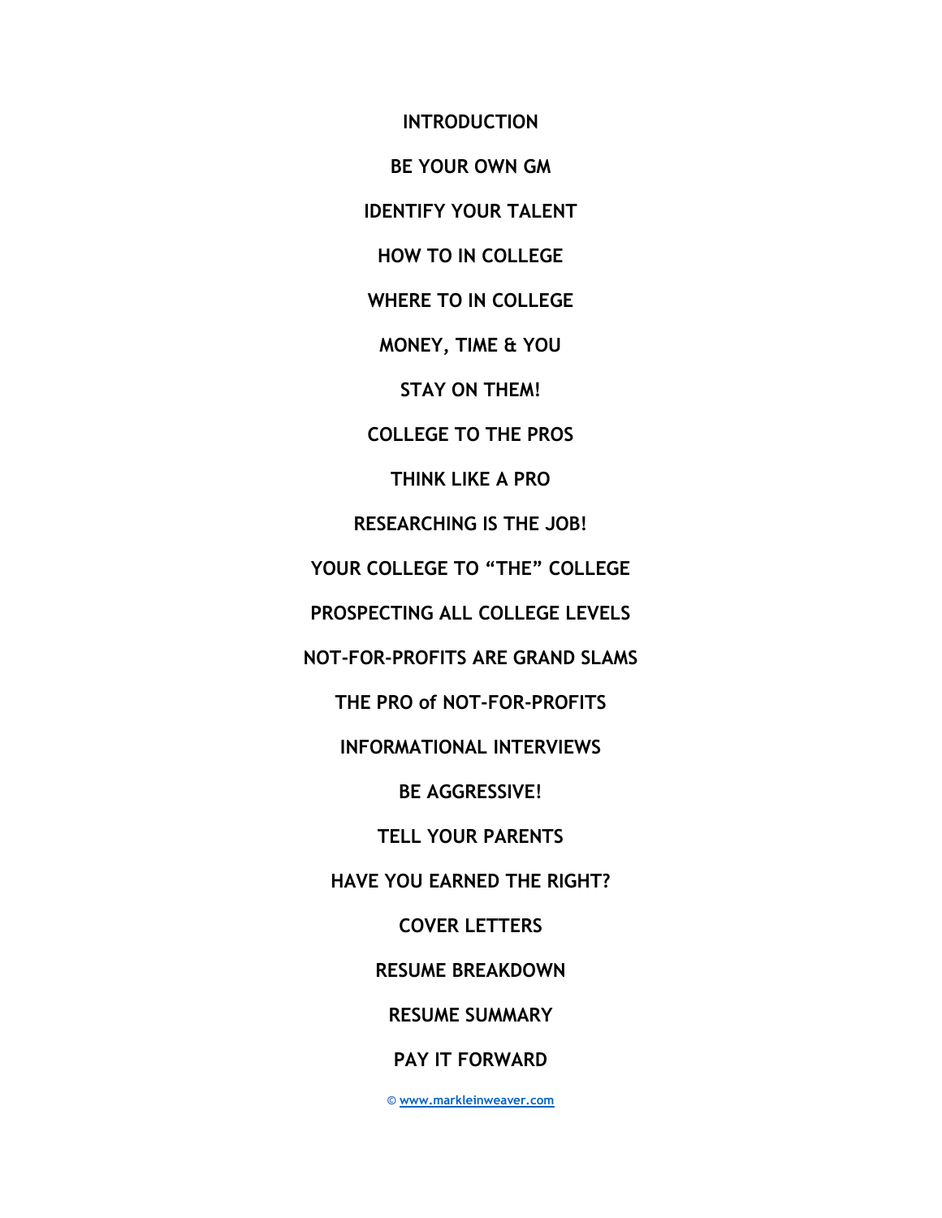**INTRODUCTION**

**BE YOUR OWN GM**

**IDENTIFY YOUR TALENT**

**HOW TO IN COLLEGE**

**WHERE TO IN COLLEGE**

**MONEY, TIME & YOU**

**STAY ON THEM!**

**COLLEGE TO THE PROS**

**THINK LIKE A PRO**

**RESEARCHING IS THE JOB!**

**YOUR COLLEGE TO "THE" COLLEGE**

**PROSPECTING ALL COLLEGE LEVELS**

**NOT-FOR-PROFITS ARE GRAND SLAMS**

**THE PRO of NOT-FOR-PROFITS**

**INFORMATIONAL INTERVIEWS**

**BE AGGRESSIVE!**

**TELL YOUR PARENTS**

**HAVE YOU EARNED THE RIGHT?**

**COVER LETTERS**

**RESUME BREAKDOWN**

**RESUME SUMMARY**

**PAY IT FORWARD**

© www.markleinweaver.com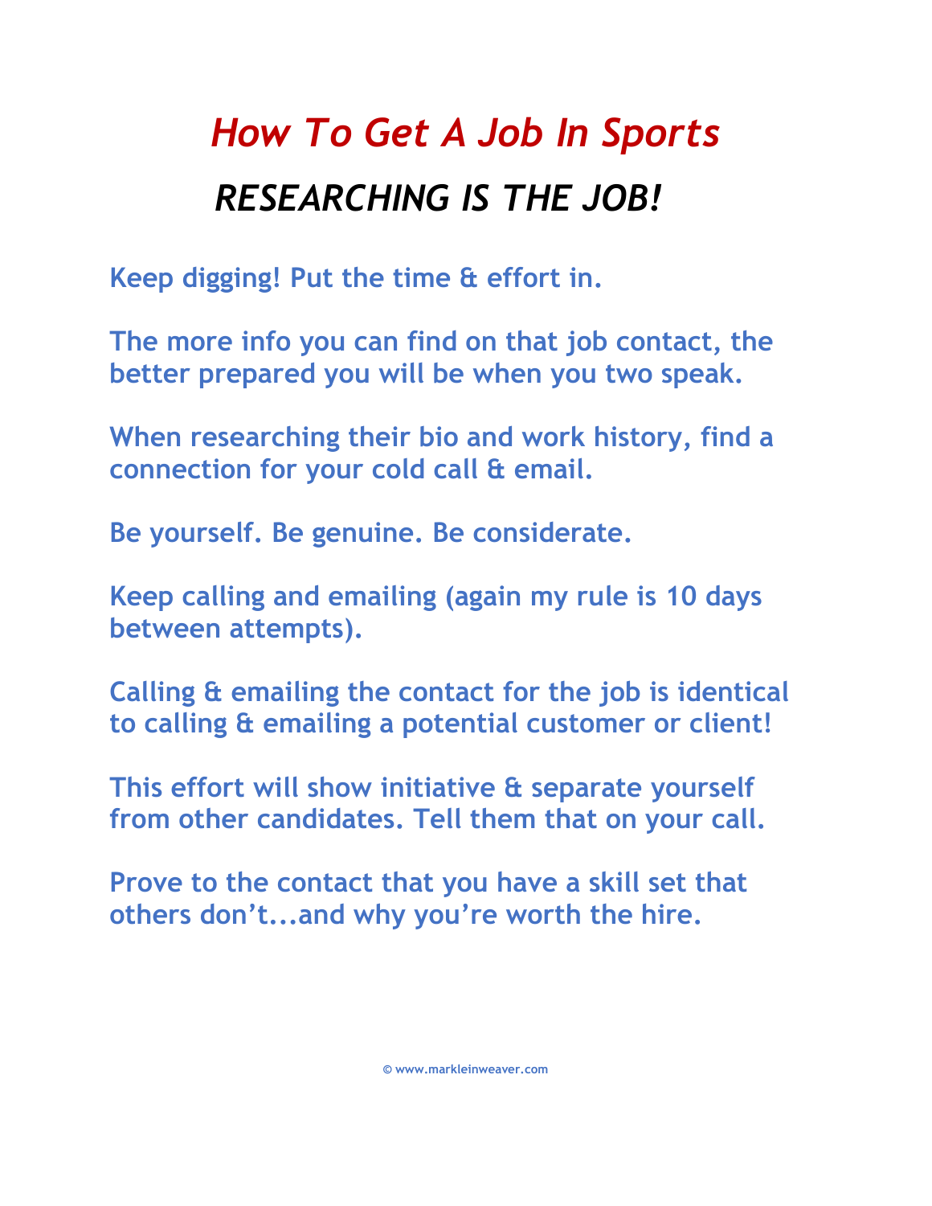# *How To Get A Job In Sports*

## *RESEARCHING IS THE JOB!*

**Keep digging! Put the time & effort in.**

**The more info you can find on that job contact, the better prepared you will be when you two speak.**

**When researching their bio and work history, find a connection for your cold call & email.**

**Be yourself. Be genuine. Be considerate.**

**Keep calling and emailing (again my rule is 10 days between attempts).**

**Calling & emailing the contact for the job is identical to calling & emailing a potential customer or client!**

**This effort will show initiative & separate yourself from other candidates. Tell them that on your call.**

**Prove to the contact that you have a skill set that others don't...and why you're worth the hire.**

© www.markleinweaver.com